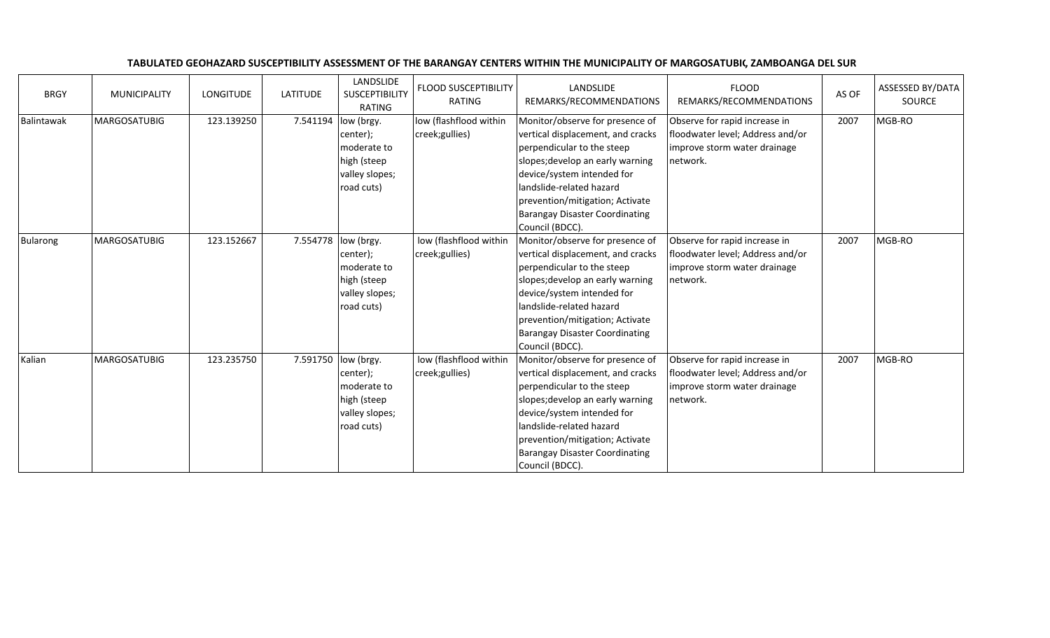**TABULATED GEOHAZARD SUSCEPTIBILITY ASSESSMENT OF THE BARANGAY CENTERS WITHIN THE MUNICIPALITY OF MARGOSATUBIG, ZAMBOANGA DEL SUR**

| BRGY | MUNICIPALITY | LONGITUDE | LATITUDE | LANDSLIDE SUSCEPTIBILITY RATING | FLOOD SUSCEPTIBILITY RATING | LANDSLIDE REMARKS/RECOMMENDATIONS | FLOOD REMARKS/RECOMMENDATIONS | AS OF | ASSESSED BY/DATA SOURCE |
|---|---|---|---|---|---|---|---|---|---|
| Balintawak | MARGOSATUBIG | 123.139250 | 7.541194 | low (brgy. center); moderate to high (steep valley slopes; road cuts) | low (flashflood within creek;gullies) | Monitor/observe for presence of vertical displacement, and cracks perpendicular to the steep slopes;develop an early warning device/system intended for landslide-related hazard prevention/mitigation; Activate Barangay Disaster Coordinating Council (BDCC). | Observe for rapid increase in floodwater level; Address and/or improve storm water drainage network. | 2007 | MGB-RO |
| Bularong | MARGOSATUBIG | 123.152667 | 7.554778 | low (brgy. center); moderate to high (steep valley slopes; road cuts) | low (flashflood within creek;gullies) | Monitor/observe for presence of vertical displacement, and cracks perpendicular to the steep slopes;develop an early warning device/system intended for landslide-related hazard prevention/mitigation; Activate Barangay Disaster Coordinating Council (BDCC). | Observe for rapid increase in floodwater level; Address and/or improve storm water drainage network. | 2007 | MGB-RO |
| Kalian | MARGOSATUBIG | 123.235750 | 7.591750 | low (brgy. center); moderate to high (steep valley slopes; road cuts) | low (flashflood within creek;gullies) | Monitor/observe for presence of vertical displacement, and cracks perpendicular to the steep slopes;develop an early warning device/system intended for landslide-related hazard prevention/mitigation; Activate Barangay Disaster Coordinating Council (BDCC). | Observe for rapid increase in floodwater level; Address and/or improve storm water drainage network. | 2007 | MGB-RO |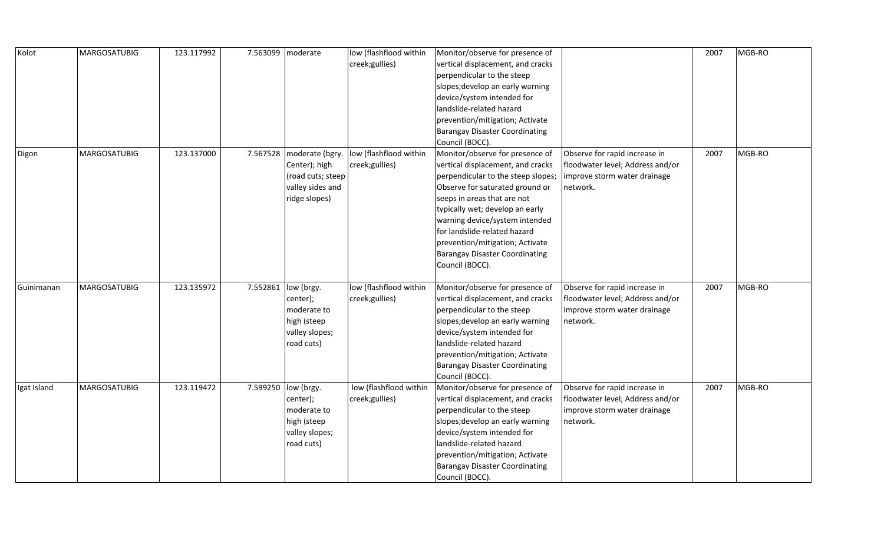| | | | | | | | | | |
|---|---|---|---|---|---|---|---|---|---|
| Kolot | MARGOSATUBIG | 123.117992 | 7.563099 | moderate | low (flashflood within creek;gullies) | Monitor/observe for presence of vertical displacement, and cracks perpendicular to the steep slopes;develop an early warning device/system intended for landslide-related hazard prevention/mitigation; Activate Barangay Disaster Coordinating Council (BDCC). | | 2007 | MGB-RO |
| Digon | MARGOSATUBIG | 123.137000 | 7.567528 | moderate (bgry. Center); high (road cuts; steep valley sides and ridge slopes) | low (flashflood within creek;gullies) | Monitor/observe for presence of vertical displacement, and cracks perpendicular to the steep slopes; Observe for saturated ground or seeps in areas that are not typically wet; develop an early warning device/system intended for landslide-related hazard prevention/mitigation; Activate Barangay Disaster Coordinating Council (BDCC). | Observe for rapid increase in floodwater level; Address and/or improve storm water drainage network. | 2007 | MGB-RO |
| Guinimanan | MARGOSATUBIG | 123.135972 | 7.552861 | low (brgy. center); moderate to high (steep valley slopes; road cuts) | low (flashflood within creek;gullies) | Monitor/observe for presence of vertical displacement, and cracks perpendicular to the steep slopes;develop an early warning device/system intended for landslide-related hazard prevention/mitigation; Activate Barangay Disaster Coordinating Council (BDCC). | Observe for rapid increase in floodwater level; Address and/or improve storm water drainage network. | 2007 | MGB-RO |
| Igat Island | MARGOSATUBIG | 123.119472 | 7.599250 | low (brgy. center); moderate to high (steep valley slopes; road cuts) | low (flashflood within creek;gullies) | Monitor/observe for presence of vertical displacement, and cracks perpendicular to the steep slopes;develop an early warning device/system intended for landslide-related hazard prevention/mitigation; Activate Barangay Disaster Coordinating Council (BDCC). | Observe for rapid increase in floodwater level; Address and/or improve storm water drainage network. | 2007 | MGB-RO |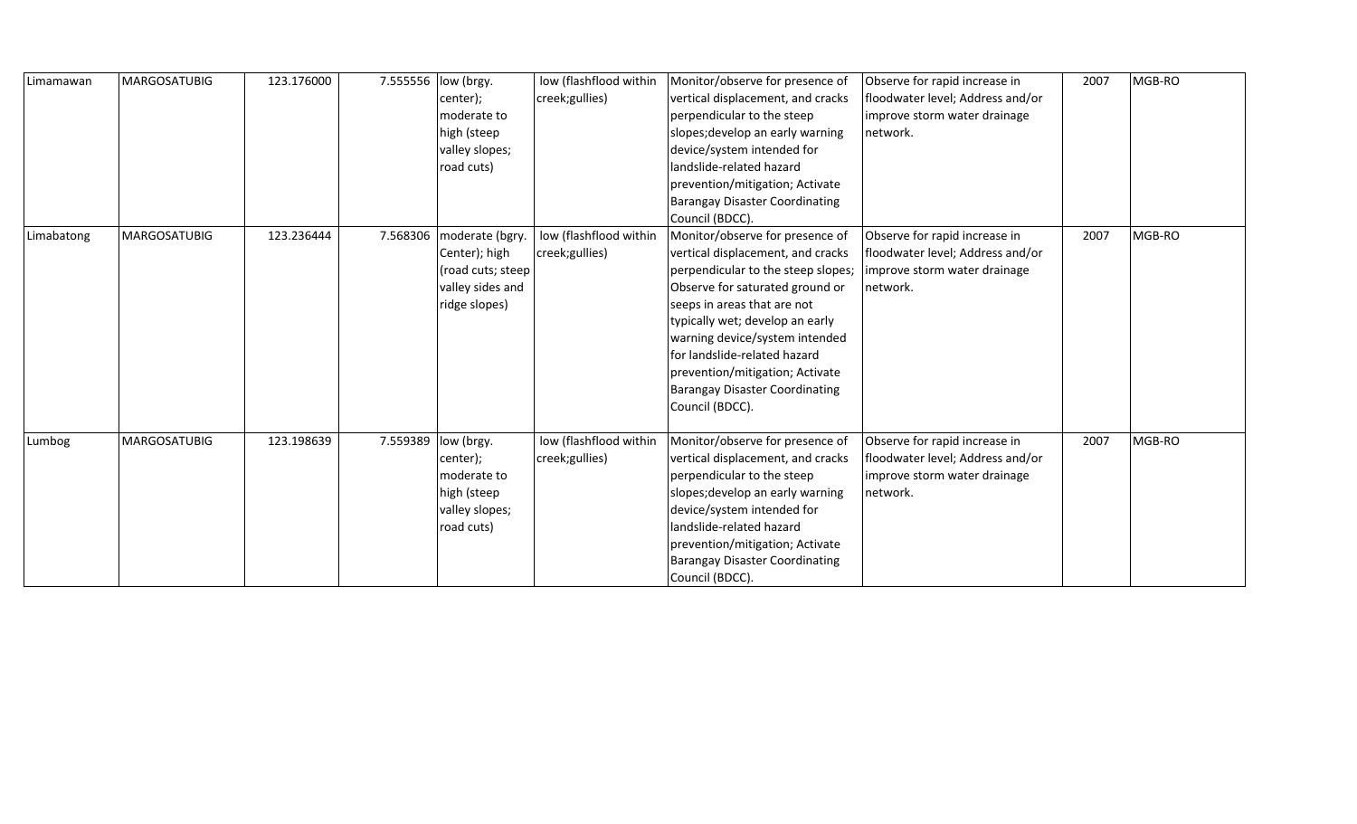| | | | | | | | | | |
|---|---|---|---|---|---|---|---|---|---|
| Limamawan | MARGOSATUBIG | 123.176000 | 7.555556 | low (brgy. center); moderate to high (steep valley slopes; road cuts) | low (flashflood within creek;gullies) | Monitor/observe for presence of vertical displacement, and cracks perpendicular to the steep slopes;develop an early warning device/system intended for landslide-related hazard prevention/mitigation; Activate Barangay Disaster Coordinating Council (BDCC). | Observe for rapid increase in floodwater level; Address and/or improve storm water drainage network. | 2007 | MGB-RO |
| Limabatong | MARGOSATUBIG | 123.236444 | 7.568306 | moderate (bgry. Center); high (road cuts; steep valley sides and ridge slopes) | low (flashflood within creek;gullies) | Monitor/observe for presence of vertical displacement, and cracks perpendicular to the steep slopes; Observe for saturated ground or seeps in areas that are not typically wet; develop an early warning device/system intended for landslide-related hazard prevention/mitigation; Activate Barangay Disaster Coordinating Council (BDCC). | Observe for rapid increase in floodwater level; Address and/or improve storm water drainage network. | 2007 | MGB-RO |
| Lumbog | MARGOSATUBIG | 123.198639 | 7.559389 | low (brgy. center); moderate to high (steep valley slopes; road cuts) | low (flashflood within creek;gullies) | Monitor/observe for presence of vertical displacement, and cracks perpendicular to the steep slopes;develop an early warning device/system intended for landslide-related hazard prevention/mitigation; Activate Barangay Disaster Coordinating Council (BDCC). | Observe for rapid increase in floodwater level; Address and/or improve storm water drainage network. | 2007 | MGB-RO |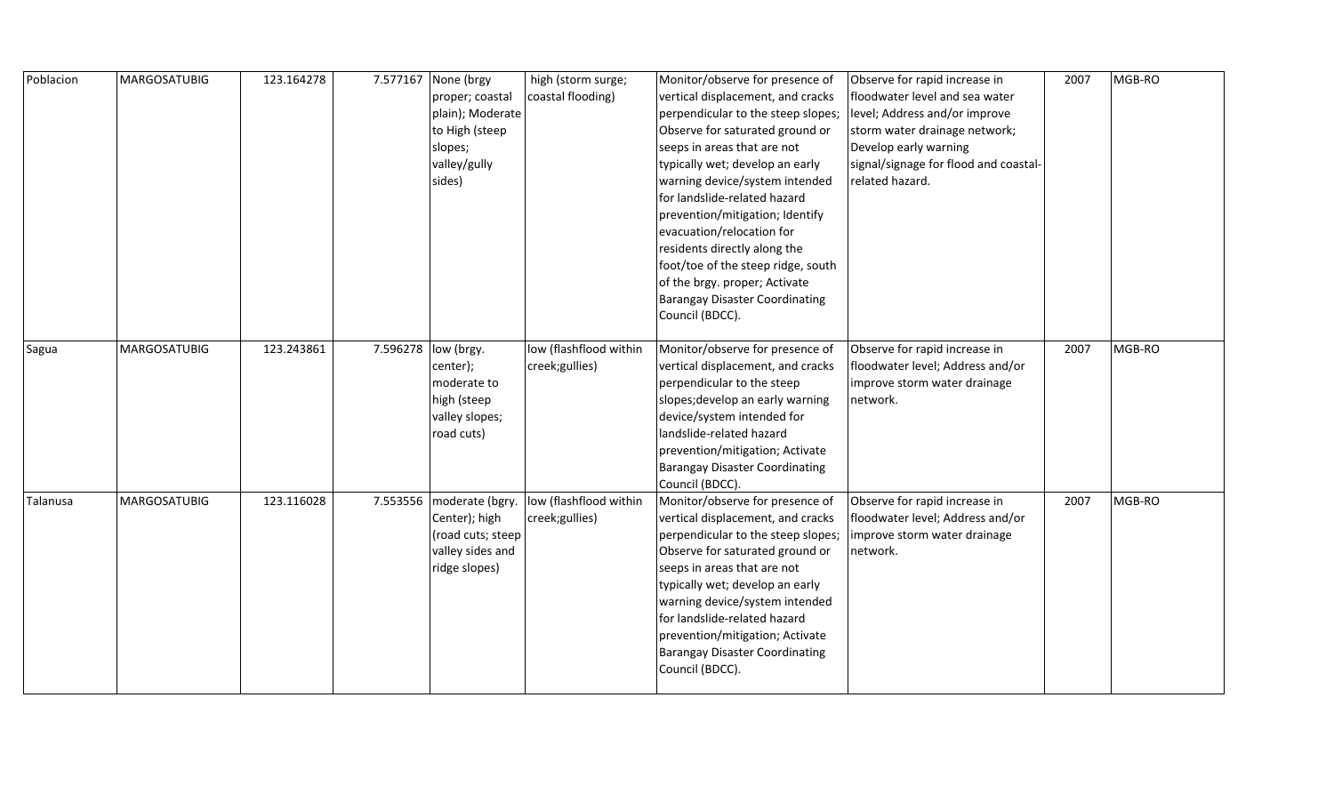| | | | | | | | | | |
|---|---|---|---|---|---|---|---|---|---|
| Poblacion | MARGOSATUBIG | 123.164278 | 7.577167 | None (brgy proper; coastal plain); Moderate to High (steep slopes; valley/gully sides) | high (storm surge; coastal flooding) | Monitor/observe for presence of vertical displacement, and cracks perpendicular to the steep slopes; Observe for saturated ground or seeps in areas that are not typically wet; develop an early warning device/system intended for landslide-related hazard prevention/mitigation; Identify evacuation/relocation for residents directly along the foot/toe of the steep ridge, south of the brgy. proper; Activate Barangay Disaster Coordinating Council (BDCC). | Observe for rapid increase in floodwater level and sea water level; Address and/or improve storm water drainage network; Develop early warning signal/signage for flood and coastal-related hazard. | 2007 | MGB-RO |
| Sagua | MARGOSATUBIG | 123.243861 | 7.596278 | low (brgy. center); moderate to high (steep valley slopes; road cuts) | low (flashflood within creek;gullies) | Monitor/observe for presence of vertical displacement, and cracks perpendicular to the steep slopes;develop an early warning device/system intended for landslide-related hazard prevention/mitigation; Activate Barangay Disaster Coordinating Council (BDCC). | Observe for rapid increase in floodwater level; Address and/or improve storm water drainage network. | 2007 | MGB-RO |
| Talanusa | MARGOSATUBIG | 123.116028 | 7.553556 | moderate (bgry. Center); high (road cuts; steep valley sides and ridge slopes) | low (flashflood within creek;gullies) | Monitor/observe for presence of vertical displacement, and cracks perpendicular to the steep slopes; Observe for saturated ground or seeps in areas that are not typically wet; develop an early warning device/system intended for landslide-related hazard prevention/mitigation; Activate Barangay Disaster Coordinating Council (BDCC). | Observe for rapid increase in floodwater level; Address and/or improve storm water drainage network. | 2007 | MGB-RO |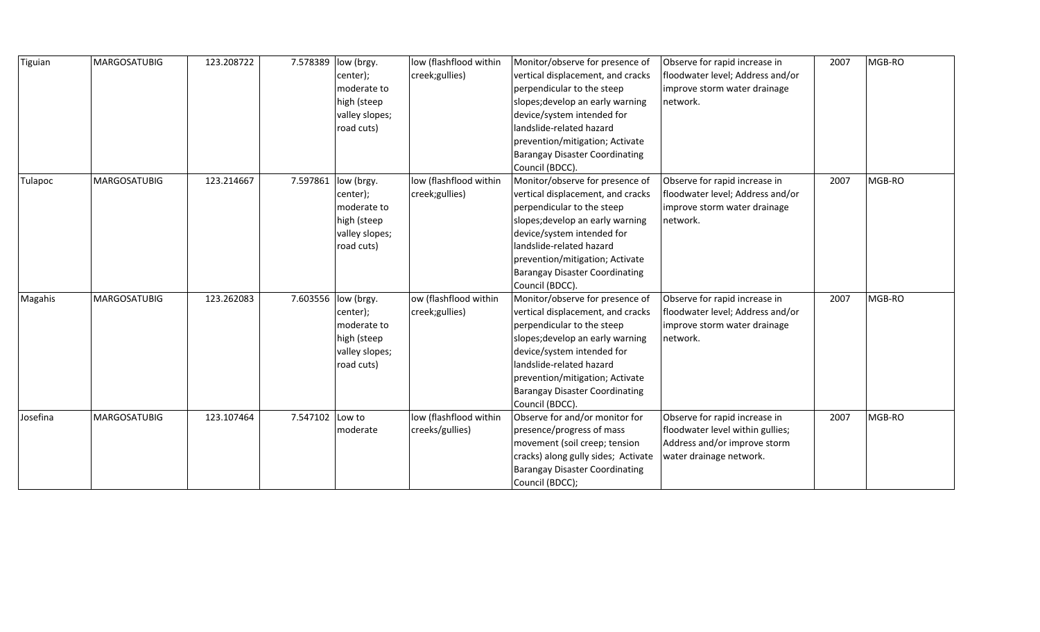| | | | | | | | | | |
|---|---|---|---|---|---|---|---|---|---|
| Tiguian | MARGOSATUBIG | 123.208722 | 7.578389 | low (brgy. center); moderate to high (steep valley slopes; road cuts) | low (flashflood within creek;gullies) | Monitor/observe for presence of vertical displacement, and cracks perpendicular to the steep slopes;develop an early warning device/system intended for landslide-related hazard prevention/mitigation; Activate Barangay Disaster Coordinating Council (BDCC). | Observe for rapid increase in floodwater level; Address and/or improve storm water drainage network. | 2007 | MGB-RO |
| Tulapoc | MARGOSATUBIG | 123.214667 | 7.597861 | low (brgy. center); moderate to high (steep valley slopes; road cuts) | low (flashflood within creek;gullies) | Monitor/observe for presence of vertical displacement, and cracks perpendicular to the steep slopes;develop an early warning device/system intended for landslide-related hazard prevention/mitigation; Activate Barangay Disaster Coordinating Council (BDCC). | Observe for rapid increase in floodwater level; Address and/or improve storm water drainage network. | 2007 | MGB-RO |
| Magahis | MARGOSATUBIG | 123.262083 | 7.603556 | low (brgy. center); moderate to high (steep valley slopes; road cuts) | ow (flashflood within creek;gullies) | Monitor/observe for presence of vertical displacement, and cracks perpendicular to the steep slopes;develop an early warning device/system intended for landslide-related hazard prevention/mitigation; Activate Barangay Disaster Coordinating Council (BDCC). | Observe for rapid increase in floodwater level; Address and/or improve storm water drainage network. | 2007 | MGB-RO |
| Josefina | MARGOSATUBIG | 123.107464 | 7.547102 | Low to moderate | low (flashflood within creeks/gullies) | Observe for and/or monitor for presence/progress of mass movement (soil creep; tension cracks) along gully sides; Activate Barangay Disaster Coordinating Council (BDCC); | Observe for rapid increase in floodwater level within gullies; Address and/or improve storm water drainage network. | 2007 | MGB-RO |